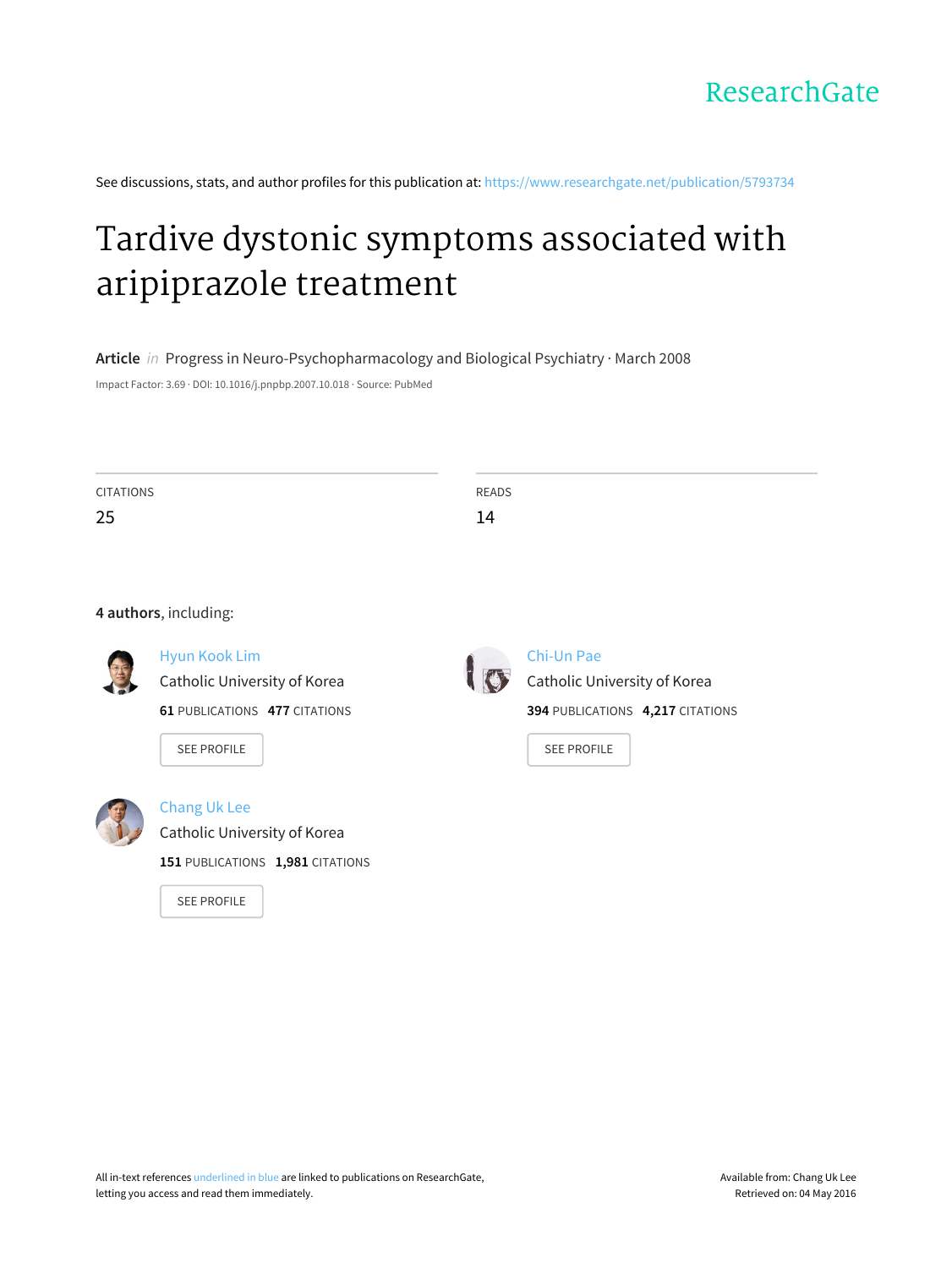ResearchGate

See discussions, stats, and author profiles for this publication at: https://www.researchgate.net/publication/5793734

# Tardive dystonic symptoms associated with aripiprazole treatment

**Article** *in* Progress in Neuro-Psychopharmacology and Biological Psychiatry · March 2008

Impact Factor: 3.69 · DOI: 10.1016/j.pnpbp.2007.10.018 · Source: PubMed

| CITATIONS | READS |
|---|---|
| 25 | 14 |

**4 authors**, including:

**Hyun Kook Lim**
Catholic University of Korea
**61** PUBLICATIONS **477** CITATIONS
SEE PROFILE

**Chi-Un Pae**
Catholic University of Korea
**394** PUBLICATIONS **4,217** CITATIONS
SEE PROFILE

**Chang Uk Lee**
Catholic University of Korea
**151** PUBLICATIONS **1,981** CITATIONS
SEE PROFILE

All in-text references underlined in blue are linked to publications on ResearchGate, letting you access and read them immediately.

Available from: Chang Uk Lee
Retrieved on: 04 May 2016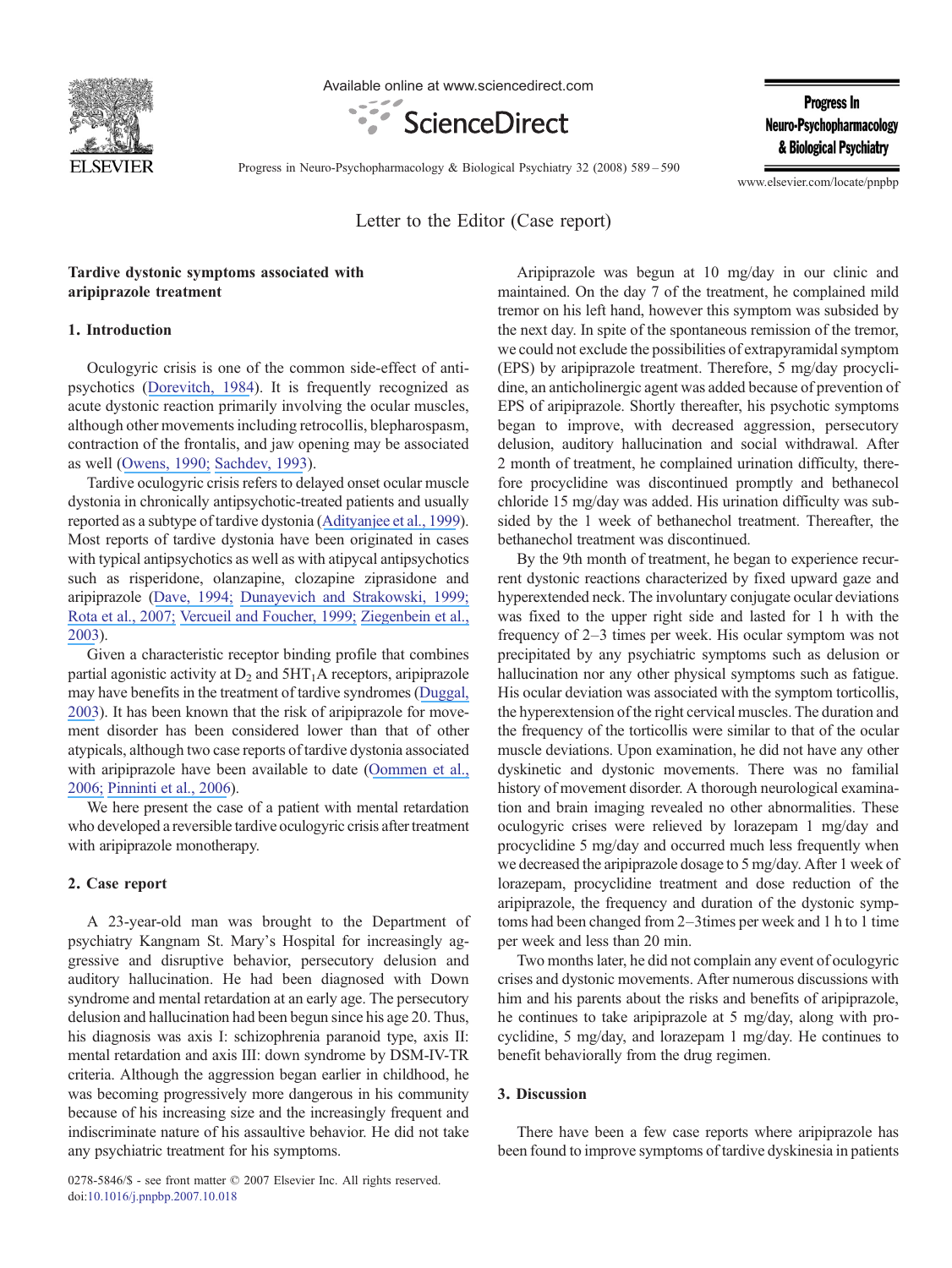Letter to the Editor (Case report)

# Tardive dystonic symptoms associated with aripiprazole treatment

## 1. Introduction

Oculogyric crisis is one of the common side-effect of antipsychotics (Dorevitch, 1984). It is frequently recognized as acute dystonic reaction primarily involving the ocular muscles, although other movements including retrocollis, blepharospasm, contraction of the frontalis, and jaw opening may be associated as well (Owens, 1990; Sachdev, 1993).

Tardive oculogyric crisis refers to delayed onset ocular muscle dystonia in chronically antipsychotic-treated patients and usually reported as a subtype of tardive dystonia (Adityanjee et al., 1999). Most reports of tardive dystonia have been originated in cases with typical antipsychotics as well as with atipycal antipsychotics such as risperidone, olanzapine, clozapine ziprasidone and aripiprazole (Dave, 1994; Dunayevich and Strakowski, 1999; Rota et al., 2007; Vercueil and Foucher, 1999; Ziegenbein et al., 2003).

Given a characteristic receptor binding profile that combines partial agonistic activity at $D_2$ and $5HT_1A$ receptors, aripiprazole may have benefits in the treatment of tardive syndromes (Duggal, 2003). It has been known that the risk of aripiprazole for movement disorder has been considered lower than that of other atypicals, although two case reports of tardive dystonia associated with aripiprazole have been available to date (Oommen et al., 2006; Pinninti et al., 2006).

We here present the case of a patient with mental retardation who developed a reversible tardive oculogyric crisis after treatment with aripiprazole monotherapy.

## 2. Case report

A 23-year-old man was brought to the Department of psychiatry Kangnam St. Mary's Hospital for increasingly aggressive and disruptive behavior, persecutory delusion and auditory hallucination. He had been diagnosed with Down syndrome and mental retardation at an early age. The persecutory delusion and hallucination had been begun since his age 20. Thus, his diagnosis was axis I: schizophrenia paranoid type, axis II: mental retardation and axis III: down syndrome by DSM-IV-TR criteria. Although the aggression began earlier in childhood, he was becoming progressively more dangerous in his community because of his increasing size and the increasingly frequent and indiscriminate nature of his assaultive behavior. He did not take any psychiatric treatment for his symptoms.

Aripiprazole was begun at 10 mg/day in our clinic and maintained. On the day 7 of the treatment, he complained mild tremor on his left hand, however this symptom was subsided by the next day. In spite of the spontaneous remission of the tremor, we could not exclude the possibilities of extrapyramidal symptom (EPS) by aripiprazole treatment. Therefore, 5 mg/day procyclidine, an anticholinergic agent was added because of prevention of EPS of aripiprazole. Shortly thereafter, his psychotic symptoms began to improve, with decreased aggression, persecutory delusion, auditory hallucination and social withdrawal. After 2 month of treatment, he complained urination difficulty, therefore procyclidine was discontinued promptly and bethanecol chloride 15 mg/day was added. His urination difficulty was subsided by the 1 week of bethanechol treatment. Thereafter, the bethanechol treatment was discontinued.

By the 9th month of treatment, he began to experience recurrent dystonic reactions characterized by fixed upward gaze and hyperextended neck. The involuntary conjugate ocular deviations was fixed to the upper right side and lasted for 1 h with the frequency of 2–3 times per week. His ocular symptom was not precipitated by any psychiatric symptoms such as delusion or hallucination nor any other physical symptoms such as fatigue. His ocular deviation was associated with the symptom torticollis, the hyperextension of the right cervical muscles. The duration and the frequency of the torticollis were similar to that of the ocular muscle deviations. Upon examination, he did not have any other dyskinetic and dystonic movements. There was no familial history of movement disorder. A thorough neurological examination and brain imaging revealed no other abnormalities. These oculogyric crises were relieved by lorazepam 1 mg/day and procyclidine 5 mg/day and occurred much less frequently when we decreased the aripiprazole dosage to 5 mg/day. After 1 week of lorazepam, procyclidine treatment and dose reduction of the aripiprazole, the frequency and duration of the dystonic symptoms had been changed from 2–3times per week and 1 h to 1 time per week and less than 20 min.

Two months later, he did not complain any event of oculogyric crises and dystonic movements. After numerous discussions with him and his parents about the risks and benefits of aripiprazole, he continues to take aripiprazole at 5 mg/day, along with procyclidine, 5 mg/day, and lorazepam 1 mg/day. He continues to benefit behaviorally from the drug regimen.

## 3. Discussion

There have been a few case reports where aripiprazole has been found to improve symptoms of tardive dyskinesia in patients

0278-5846/$ - see front matter © 2007 Elsevier Inc. All rights reserved.
doi:10.1016/j.pnpbp.2007.10.018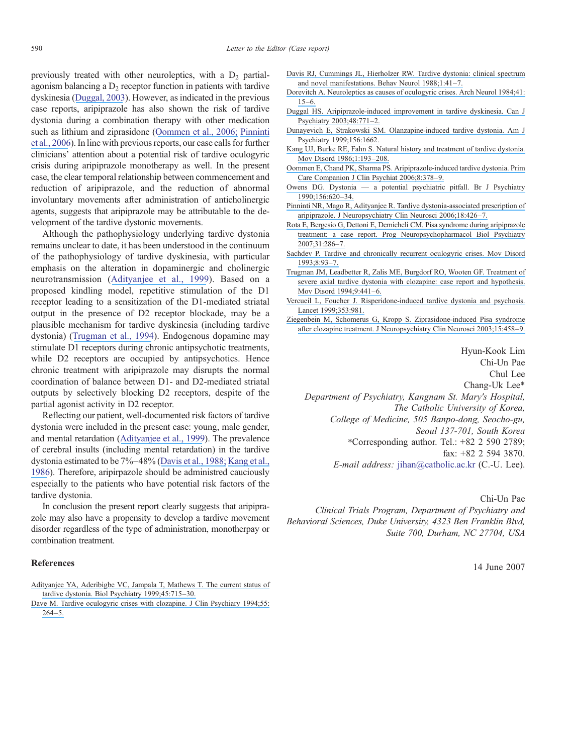previously treated with other neuroleptics, with a $D_2$ partial-agonism balancing a $D_2$ receptor function in patients with tardive dyskinesia (Duggal, 2003). However, as indicated in the previous case reports, aripiprazole has also shown the risk of tardive dystonia during a combination therapy with other medication such as lithium and ziprasidone (Oommen et al., 2006; Pinninti et al., 2006). In line with previous reports, our case calls for further clinicians' attention about a potential risk of tardive oculogyric crisis during aripiprazole monotherapy as well. In the present case, the clear temporal relationship between commencement and reduction of aripiprazole, and the reduction of abnormal involuntary movements after administration of anticholinergic agents, suggests that aripiprazole may be attributable to the development of the tardive dystonic movements.

Although the pathophysiology underlying tardive dystonia remains unclear to date, it has been understood in the continuum of the pathophysiology of tardive dyskinesia, with particular emphasis on the alteration in dopaminergic and cholinergic neurotransmission (Adityanjee et al., 1999). Based on a proposed kindling model, repetitive stimulation of the D1 receptor leading to a sensitization of the D1-mediated striatal output in the presence of D2 receptor blockade, may be a plausible mechanism for tardive dyskinesia (including tardive dystonia) (Trugman et al., 1994). Endogenous dopamine may stimulate D1 receptors during chronic antipsychotic treatments, while D2 receptors are occupied by antipsychotics. Hence chronic treatment with aripiprazole may disrupts the normal coordination of balance between D1- and D2-mediated striatal outputs by selectively blocking D2 receptors, despite of the partial agonist activity in D2 receptor.

Reflecting our patient, well-documented risk factors of tardive dystonia were included in the present case: young, male gender, and mental retardation (Adityanjee et al., 1999). The prevalence of cerebral insults (including mental retardation) in the tardive dystonia estimated to be 7%–48% (Davis et al., 1988; Kang et al., 1986). Therefore, aripirpazole should be administred cauciously especially to the patients who have potential risk factors of the tardive dystonia.

In conclusion the present report clearly suggests that aripiprazole may also have a propensity to develop a tardive movement disorder regardless of the type of administration, monotherpay or combination treatment.

## References

Adityanjee YA, Aderibigbe VC, Jampala T, Mathews T. The current status of tardive dystonia. Biol Psychiatry 1999;45:715–30.

Dave M. Tardive oculogyric crises with clozapine. J Clin Psychiary 1994;55:264–5.

Davis RJ, Cummings JL, Hierholzer RW. Tardive dystonia: clinical spectrum and novel manifestations. Behav Neurol 1988;1:41–7.

Dorevitch A. Neuroleptics as causes of oculogyric crises. Arch Neurol 1984;41:15–6.

Duggal HS. Aripiprazole-induced improvement in tardive dyskinesia. Can J Psychiatry 2003;48:771–2.

Dunayevich E, Strakowski SM. Olanzapine-induced tardive dystonia. Am J Psychiatry 1999;156:1662.

Kang UJ, Burke RE, Fahn S. Natural history and treatment of tardive dystonia. Mov Disord 1986;1:193–208.

Oommen E, Chand PK, Sharma PS. Aripiprazole-induced tardive dystonia. Prim Care Companion J Clin Psychiat 2006;8:378–9.

Owens DG. Dystonia — a potential psychiatric pitfall. Br J Psychiatry 1990;156:620–34.

Pinninti NR, Mago R, Adityanjee R. Tardive dystonia-associated prescription of aripiprazole. J Neuropsychiatry Clin Neurosci 2006;18:426–7.

Rota E, Bergesio G, Dettoni E, Demicheli CM. Pisa syndrome during aripiprazole treatment: a case report. Prog Neuropsychopharmacol Biol Psychiatry 2007;31:286–7.

Sachdev P. Tardive and chronically recurrent oculogyric crises. Mov Disord 1993;8:93–7.

Trugman JM, Leadbetter R, Zalis ME, Burgdorf RO, Wooten GF. Treatment of severe axial tardive dystonia with clozapine: case report and hypothesis. Mov Disord 1994;9:441–6.

Vercueil L, Foucher J. Risperidone-induced tardive dystonia and psychosis. Lancet 1999;353:981.

Ziegenbein M, Schomerus G, Kropp S. Ziprasidone-induced Pisa syndrome after clozapine treatment. J Neuropsychiatry Clin Neurosci 2003;15:458–9.

Hyun-Kook Lim
Chi-Un Pae
Chul Lee
Chang-Uk Lee*

*Department of Psychiatry, Kangnam St. Mary's Hospital, The Catholic University of Korea, College of Medicine, 505 Banpo-dong, Seocho-gu, Seoul 137-701, South Korea*

*Corresponding author. Tel.: +82 2 590 2789; fax: +82 2 594 3870.
*E-mail address:* jihan@catholic.ac.kr (C.-U. Lee).

Chi-Un Pae

*Clinical Trials Program, Department of Psychiatry and Behavioral Sciences, Duke University, 4323 Ben Franklin Blvd, Suite 700, Durham, NC 27704, USA*

14 June 2007